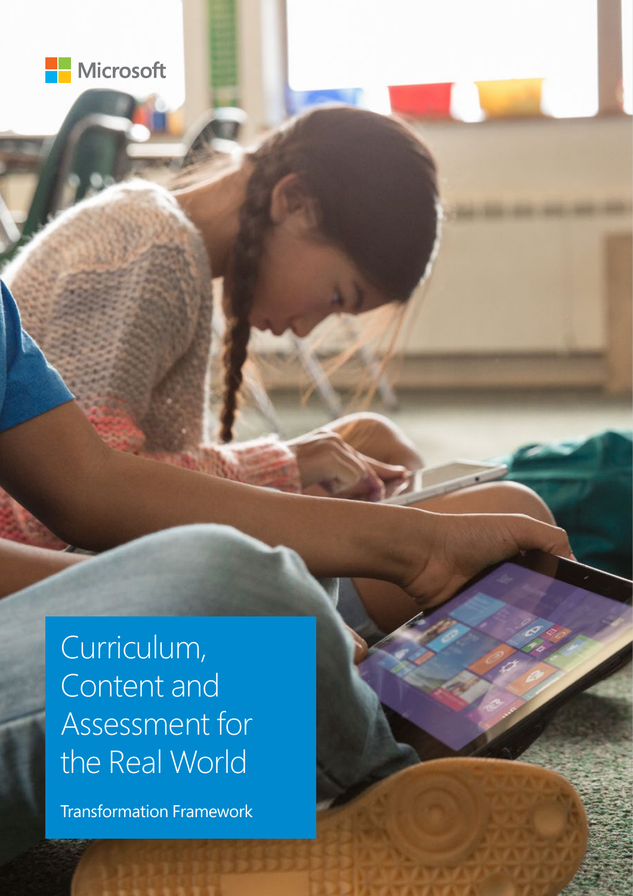Microsoft

# Curriculum, Content and Assessment for the Real World

Transformation Framework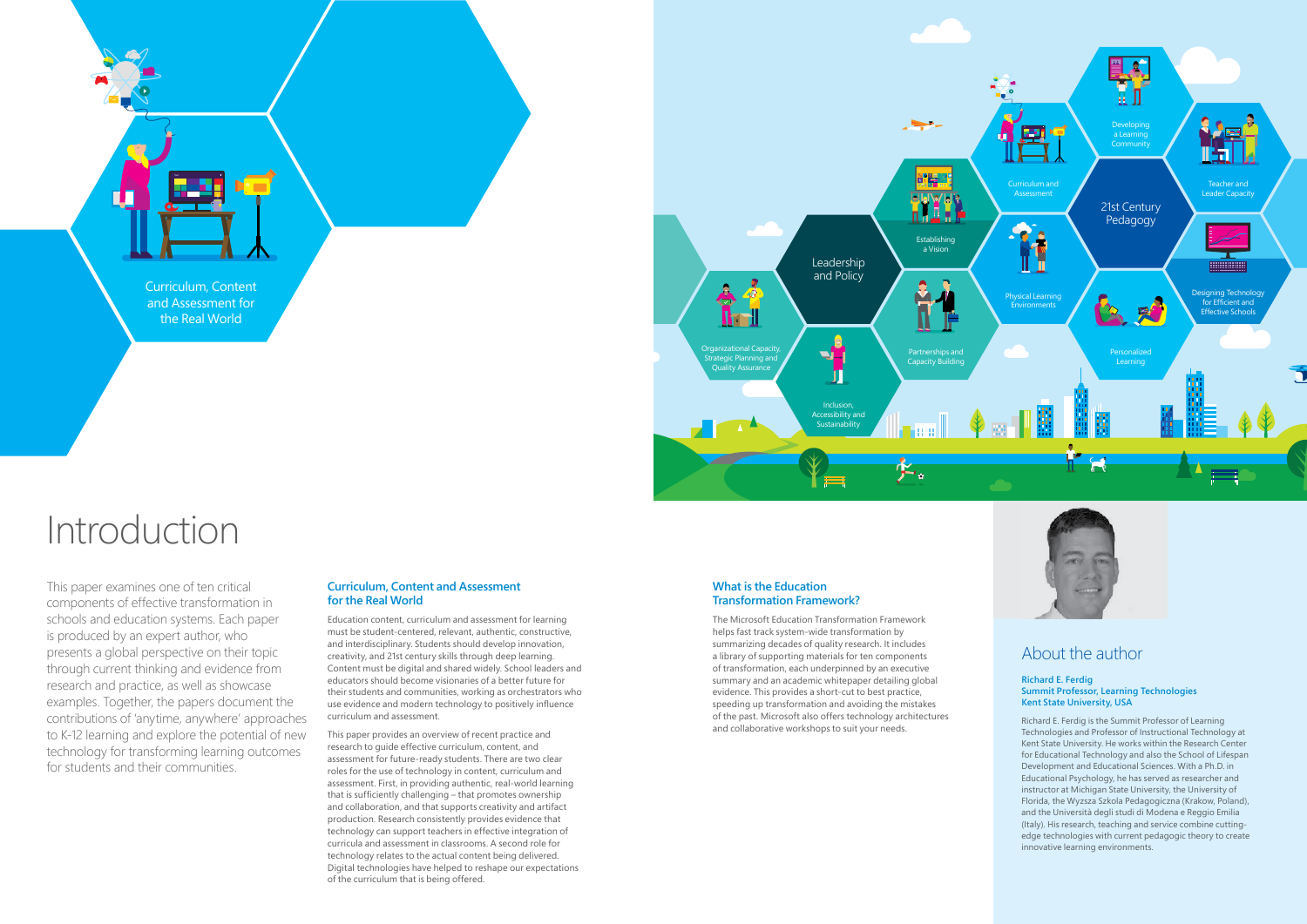Curriculum, Content and Assessment for the Real World

# Introduction

This paper examines one of ten critical components of effective transformation in schools and education systems. Each paper is produced by an expert author, who presents a global perspective on their topic through current thinking and evidence from research and practice, as well as showcase examples. Together, the papers document the contributions of 'anytime, anywhere' approaches to K-12 learning and explore the potential of new technology for transforming learning outcomes for students and their communities.

## Curriculum, Content and Assessment for the Real World

Education content, curriculum and assessment for learning must be student-centered, relevant, authentic, constructive, and interdisciplinary. Students should develop innovation, creativity, and 21st century skills through deep learning. Content must be digital and shared widely. School leaders and educators should become visionaries of a better future for their students and communities, working as orchestrators who use evidence and modern technology to positively influence curriculum and assessment.

This paper provides an overview of recent practice and research to guide effective curriculum, content, and assessment for future-ready students. There are two clear roles for the use of technology in content, curriculum and assessment. First, in providing authentic, real-world learning that is sufficiently challenging – that promotes ownership and collaboration, and that supports creativity and artifact production. Research consistently provides evidence that technology can support teachers in effective integration of curricula and assessment in classrooms. A second role for technology relates to the actual content being delivered. Digital technologies have helped to reshape our expectations of the curriculum that is being offered.

## What is the Education Transformation Framework?

The Microsoft Education Transformation Framework helps fast track system-wide transformation by summarizing decades of quality research. It includes a library of supporting materials for ten components of transformation, each underpinned by an executive summary and an academic whitepaper detailing global evidence. This provides a short-cut to best practice, speeding up transformation and avoiding the mistakes of the past. Microsoft also offers technology architectures and collaborative workshops to suit your needs.

## About the author

**Richard E. Ferdig**
**Summit Professor, Learning Technologies**
**Kent State University, USA**

Richard E. Ferdig is the Summit Professor of Learning Technologies and Professor of Instructional Technology at Kent State University. He works within the Research Center for Educational Technology and also the School of Lifespan Development and Educational Sciences. With a Ph.D. in Educational Psychology, he has served as researcher and instructor at Michigan State University, the University of Florida, the Wyzsza Szkola Pedagogiczna (Krakow, Poland), and the Università degli studi di Modena e Reggio Emilia (Italy). His research, teaching and service combine cutting-edge technologies with current pedagogic theory to create innovative learning environments.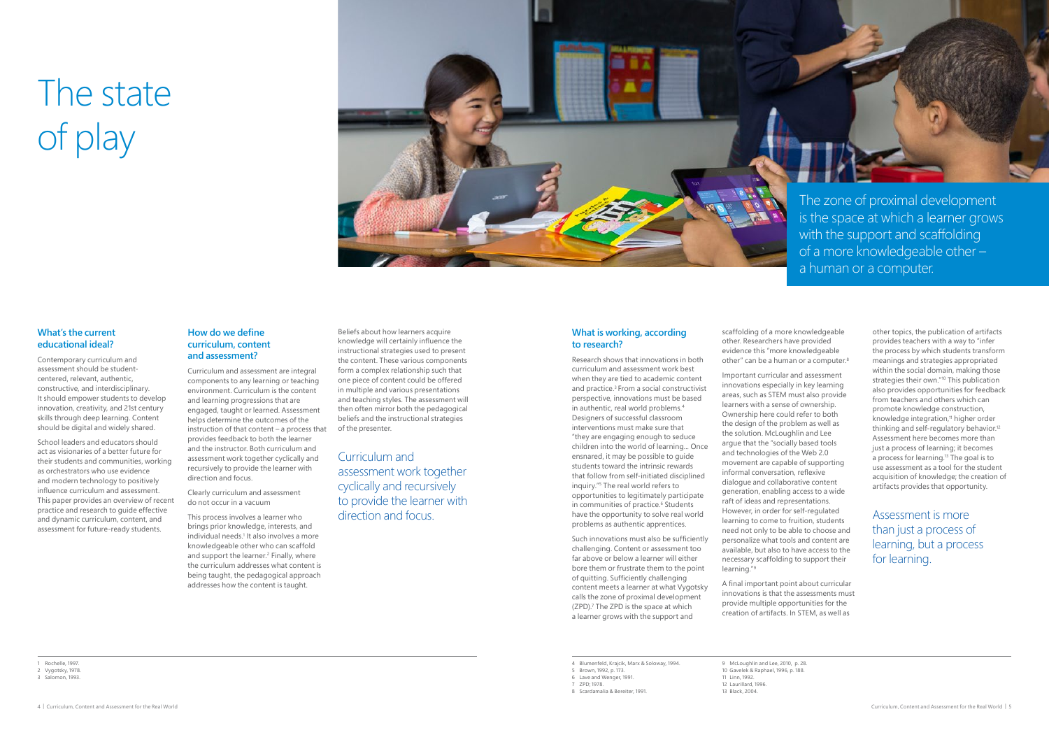# The state of play

The zone of proximal development is the space at which a learner grows with the support and scaffolding of a more knowledgeable other – a human or a computer.

### What's the current educational ideal?

Contemporary curriculum and assessment should be student-centered, relevant, authentic, constructive, and interdisciplinary. It should empower students to develop innovation, creativity, and 21st century skills through deep learning. Content should be digital and widely shared.

School leaders and educators should act as visionaries of a better future for their students and communities, working as orchestrators who use evidence and modern technology to positively influence curriculum and assessment. This paper provides an overview of recent practice and research to guide effective and dynamic curriculum, content, and assessment for future-ready students.

### How do we define curriculum, content and assessment?

Curriculum and assessment are integral components to any learning or teaching environment. Curriculum is the content and learning progressions that are engaged, taught or learned. Assessment helps determine the outcomes of the instruction of that content – a process that provides feedback to both the learner and the instructor. Both curriculum and assessment work together cyclically and recursively to provide the learner with direction and focus.

Clearly curriculum and assessment do not occur in a vacuum

This process involves a learner who brings prior knowledge, interests, and individual needs.[1] It also involves a more knowledgeable other who can scaffold and support the learner.[2] Finally, where the curriculum addresses what content is being taught, the pedagogical approach addresses how the content is taught.

Beliefs about how learners acquire knowledge will certainly influence the instructional strategies used to present the content. These various components form a complex relationship such that one piece of content could be offered in multiple and various presentations and teaching styles. The assessment will then often mirror both the pedagogical beliefs and the instructional strategies of the presenter.

Curriculum and assessment work together cyclically and recursively to provide the learner with direction and focus.

### What is working, according to research?

Research shows that innovations in both curriculum and assessment work best when they are tied to academic content and practice.[3] From a social constructivist perspective, innovations must be based in authentic, real world problems.[4] Designers of successful classroom interventions must make sure that "they are engaging enough to seduce children into the world of learning... Once ensnared, it may be possible to guide students toward the intrinsic rewards that follow from self-initiated disciplined inquiry."[5] The real world refers to opportunities to legitimately participate in communities of practice.[6] Students have the opportunity to solve real world problems as authentic apprentices.

Such innovations must also be sufficiently challenging. Content or assessment too far above or below a learner will either bore them or frustrate them to the point of quitting. Sufficiently challenging content meets a learner at what Vygotsky calls the zone of proximal development (ZPD).[7] The ZPD is the space at which a learner grows with the support and scaffolding of a more knowledgeable other. Researchers have provided evidence this "more knowledgeable other" can be a human or a computer.[8]

Important curricular and assessment innovations especially in key learning areas, such as STEM must also provide learners with a sense of ownership. Ownership here could refer to both the design of the problem as well as the solution. McLoughlin and Lee argue that the "socially based tools and technologies of the Web 2.0 movement are capable of supporting informal conversation, reflexive dialogue and collaborative content generation, enabling access to a wide raft of ideas and representations. However, in order for self-regulated learning to come to fruition, students need not only to be able to choose and personalize what tools and content are available, but also to have access to the necessary scaffolding to support their learning."[9]

A final important point about curricular innovations is that the assessments must provide multiple opportunities for the creation of artifacts. In STEM, as well as other topics, the publication of artifacts provides teachers with a way to "infer the process by which students transform meanings and strategies appropriated within the social domain, making those strategies their own."[10] This publication also provides opportunities for feedback from teachers and others which can promote knowledge construction, knowledge integration,[11] higher order thinking and self-regulatory behavior.[12] Assessment here becomes more than just a process of learning; it becomes a process for learning.[13] The goal is to use assessment as a tool for the student acquisition of knowledge; the creation of artifacts provides that opportunity.

Assessment is more than just a process of learning, but a process for learning.

1 Rochelle, 1997.
2 Vygotsky, 1978.
3 Salomon, 1993.
4 Blumenfeld, Krajcik, Marx & Soloway, 1994.
5 Brown, 1992, p. 173.
6 Lave and Wenger, 1991.
7 ZPD; 1978.
8 Scardamalia & Bereiter, 1991.
9 McLoughlin and Lee, 2010, p. 28.
10 Gavelek & Raphael, 1996, p. 188.
11 Linn, 1992.
12 Laurillard, 1996.
13 Black, 2004.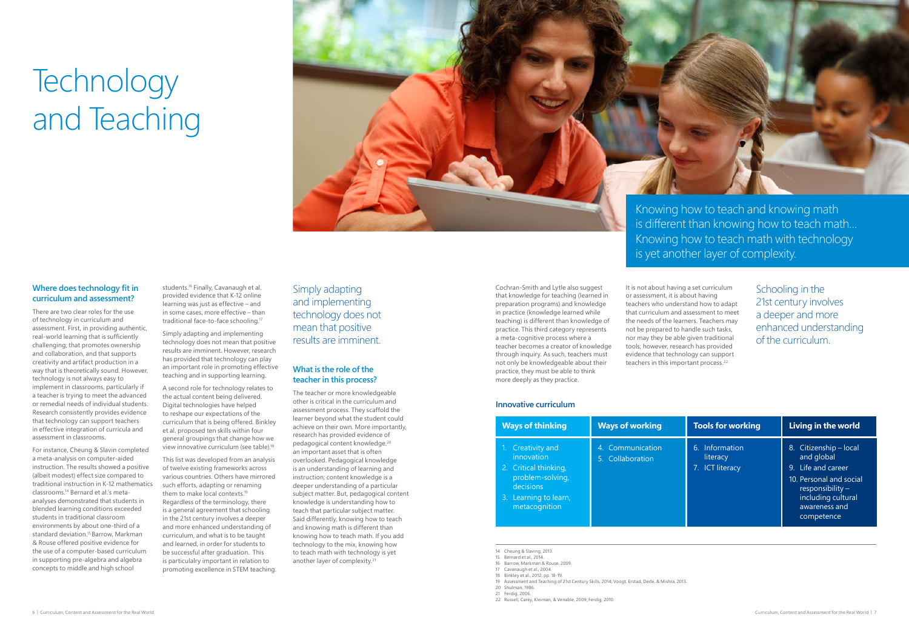# Technology and Teaching

Knowing how to teach and knowing math is different than knowing how to teach math... Knowing how to teach math with technology is yet another layer of complexity.

### Where does technology fit in curriculum and assessment?

There are two clear roles for the use of technology in curriculum and assessment. First, in providing authentic, real-world learning that is sufficiently challenging; that promotes ownership and collaboration, and that supports creativity and artifact production in a way that is theoretically sound. However, technology is not always easy to implement in classrooms, particularly if a teacher is trying to meet the advanced or remedial needs of individual students. Research consistently provides evidence that technology can support teachers in effective integration of curricula and assessment in classrooms.

For instance, Cheung & Slavin completed a meta-analysis on computer-aided instruction. The results showed a positive (albeit modest) effect size compared to traditional instruction in K-12 mathematics classrooms.[14] Bernard et al.'s meta-analyses demonstrated that students in blended learning conditions exceeded students in traditional classroom environments by about one-third of a standard deviation.[15] Barrow, Markman & Rouse offered positive evidence for the use of a computer-based curriculum in supporting pre-algebra and algebra concepts to middle and high school students.[16] Finally, Cavanaugh et al. provided evidence that K-12 online learning was just as effective – and in some cases, more effective – than traditional face-to-face schooling.[17]

Simply adapting and implementing technology does not mean that positive results are imminent. However, research has provided that technology can play an important role in promoting effective teaching and in supporting learning.

A second role for technology relates to the actual content being delivered. Digital technologies have helped to reshape our expectations of the curriculum that is being offered. Binkley et al. proposed ten skills within four general groupings that change how we view innovative curriculum (see table).[18]

This list was developed from an analysis of twelve existing frameworks across various countries. Others have mirrored such efforts, adapting or renaming them to make local contexts.[19] Regardless of the terminology, there is a general agreement that schooling in the 21st century involves a deeper and more enhanced understanding of curriculum, and what is to be taught and learned, in order for students to be successful after graduation. This is particularly important in relation to promoting excellence in STEM teaching.

Simply adapting and implementing technology does not mean that positive results are imminent.

### What is the role of the teacher in this process?

The teacher or more knowledgeable other is critical in the curriculum and assessment process. They scaffold the learner beyond what the student could achieve on their own. More importantly, research has provided evidence of pedagogical content knowledge,[20] an important asset that is often overlooked. Pedagogical knowledge is an understanding of learning and instruction; content knowledge is a deeper understanding of a particular subject matter. But, pedagogical content knowledge is understanding how to teach that particular subject matter. Said differently, knowing how to teach and knowing math is different than knowing how to teach math. If you add technology to the mix, knowing how to teach math with technology is yet another layer of complexity.[21]

Cochran-Smith and Lytle also suggest that knowledge for teaching (learned in preparation programs) and knowledge in practice (knowledge learned while teaching) is different than knowledge of practice. This third category represents a meta-cognitive process where a teacher becomes a creator of knowledge through inquiry. As such, teachers must not only be knowledgeable about their practice, they must be able to think more deeply as they practice.

It is not about having a set curriculum or assessment, it is about having teachers who understand how to adapt that curriculum and assessment to meet the needs of the learners. Teachers may not be prepared to handle such tasks, nor may they be able given traditional tools; however, research has provided evidence that technology can support teachers in this important process.[22]

Schooling in the 21st century involves a deeper and more enhanced understanding of the curriculum.

### Innovative curriculum

| Ways of thinking | Ways of working | Tools for working | Living in the world |
|---|---|---|---|
| 1. Creativity and innovation<br>2. Critical thinking, problem-solving, decisions<br>3. Learning to learn, metacognition | 4. Communication<br>5. Collaboration | 6. Information literacy<br>7. ICT literacy | 8. Citizenship – local and global<br>9. Life and career<br>10. Personal and social responsibility – including cultural awareness and competence |

14 Cheung & Slaving, 2013.
15 Bernard et al., 2014.
16 Barrow, Markman & Rouse, 2009.
17 Cavanaugh et al., 2004.
18 Binkley et al., 2012, pp. 18-19.
19 Assessment and Teaching of 21st Century Skills, 2014; Voogt, Erstad, Dede, & Mishra, 2013.
20 Shulman, 1986.
21 Ferdig, 2006.
22 Russell, Carey, Kleiman, & Venable, 2009; Ferdig, 2010.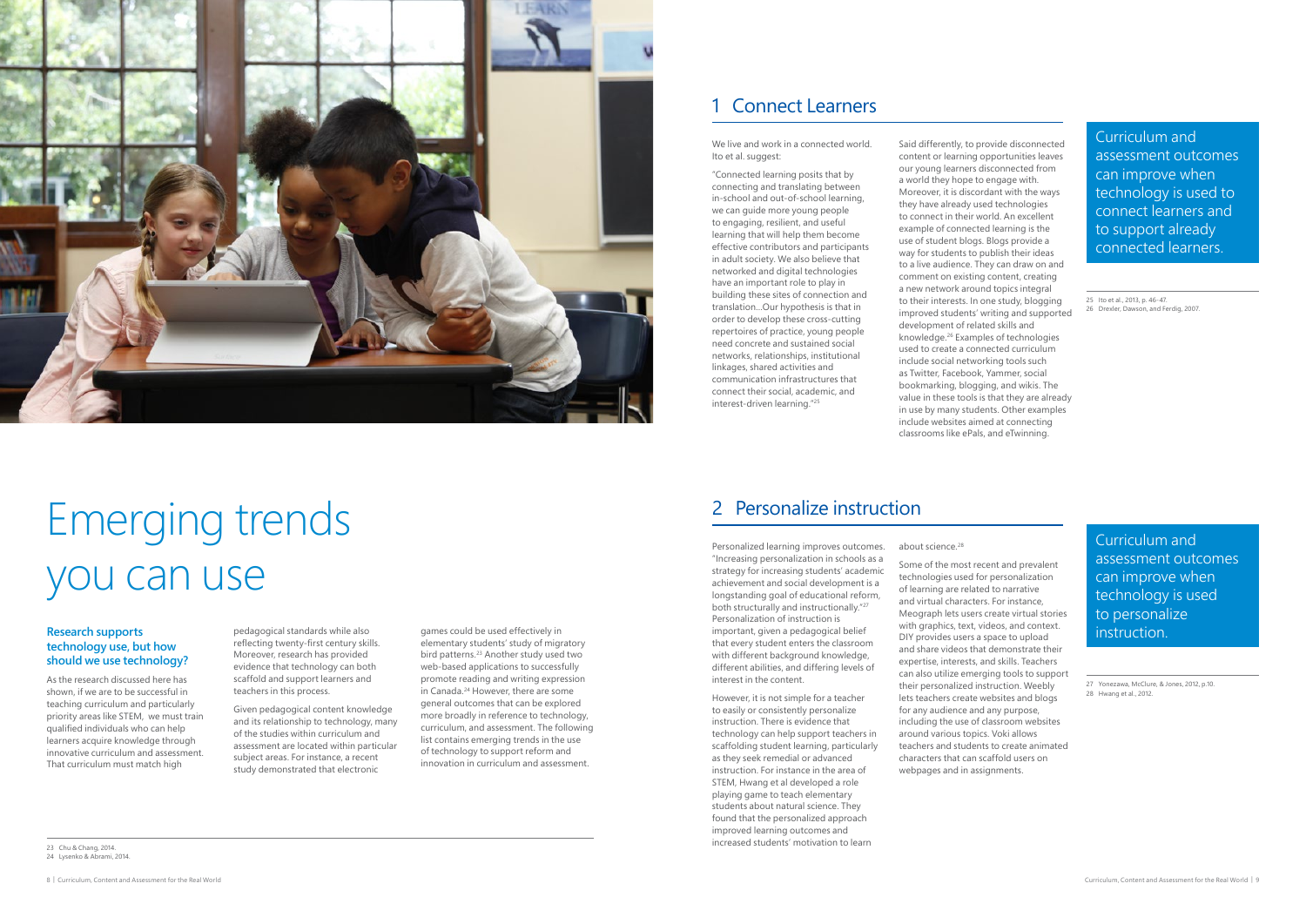# Emerging trends you can use

### Research supports technology use, but how should we use technology?

As the research discussed here has shown, if we are to be successful in teaching curriculum and particularly priority areas like STEM, we must train qualified individuals who can help learners acquire knowledge through innovative curriculum and assessment. That curriculum must match high pedagogical standards while also reflecting twenty-first century skills. Moreover, research has provided evidence that technology can both scaffold and support learners and teachers in this process.

Given pedagogical content knowledge and its relationship to technology, many of the studies within curriculum and assessment are located within particular subject areas. For instance, a recent study demonstrated that electronic games could be used effectively in elementary students' study of migratory bird patterns.[23] Another study used two web-based applications to successfully promote reading and writing expression in Canada.[24] However, there are some general outcomes that can be explored more broadly in reference to technology, curriculum, and assessment. The following list contains emerging trends in the use of technology to support reform and innovation in curriculum and assessment.

23 Chu & Chang, 2014.
24 Lysenko & Abrami, 2014.

## 1 Connect Learners

We live and work in a connected world. Ito et al. suggest:

"Connected learning posits that by connecting and translating between in-school and out-of-school learning, we can guide more young people to engaging, resilient, and useful learning that will help them become effective contributors and participants in adult society. We also believe that networked and digital technologies have an important role to play in building these sites of connection and translation...Our hypothesis is that in order to develop these cross-cutting repertoires of practice, young people need concrete and sustained social networks, relationships, institutional linkages, shared activities and communication infrastructures that connect their social, academic, and interest-driven learning."[25]

Said differently, to provide disconnected content or learning opportunities leaves our young learners disconnected from a world they hope to engage with. Moreover, it is discordant with the ways they have already used technologies to connect in their world. An excellent example of connected learning is the use of student blogs. Blogs provide a way for students to publish their ideas to a live audience. They can draw on and comment on existing content, creating a new network around topics integral to their interests. In one study, blogging improved students' writing and supported development of related skills and knowledge.[26] Examples of technologies used to create a connected curriculum include social networking tools such as Twitter, Facebook, Yammer, social bookmarking, blogging, and wikis. The value in these tools is that they are already in use by many students. Other examples include websites aimed at connecting classrooms like ePals, and eTwinning.

Curriculum and assessment outcomes can improve when technology is used to connect learners and to support already connected learners.

25 Ito et al., 2013, p. 46-47.
26 Drexler, Dawson, and Ferdig, 2007.

## 2 Personalize instruction

Personalized learning improves outcomes. "Increasing personalization in schools as a strategy for increasing students' academic achievement and social development is a longstanding goal of educational reform, both structurally and instructionally."[27] Personalization of instruction is important, given a pedagogical belief that every student enters the classroom with different background knowledge, different abilities, and differing levels of interest in the content.

However, it is not simple for a teacher to easily or consistently personalize instruction. There is evidence that technology can help support teachers in scaffolding student learning, particularly as they seek remedial or advanced instruction. For instance in the area of STEM, Hwang et al developed a role playing game to teach elementary students about natural science. They found that the personalized approach improved learning outcomes and increased students' motivation to learn about science.[28]

Some of the most recent and prevalent technologies used for personalization of learning are related to narrative and virtual characters. For instance, Meograph lets users create virtual stories with graphics, text, videos, and context. DIY provides users a space to upload and share videos that demonstrate their expertise, interests, and skills. Teachers can also utilize emerging tools to support their personalized instruction. Weebly lets teachers create websites and blogs for any audience and any purpose, including the use of classroom websites around various topics. Voki allows teachers and students to create animated characters that can scaffold users on webpages and in assignments.

Curriculum and assessment outcomes can improve when technology is used to personalize instruction.

27 Yonezawa, McClure, & Jones, 2012, p.10.
28 Hwang et al., 2012.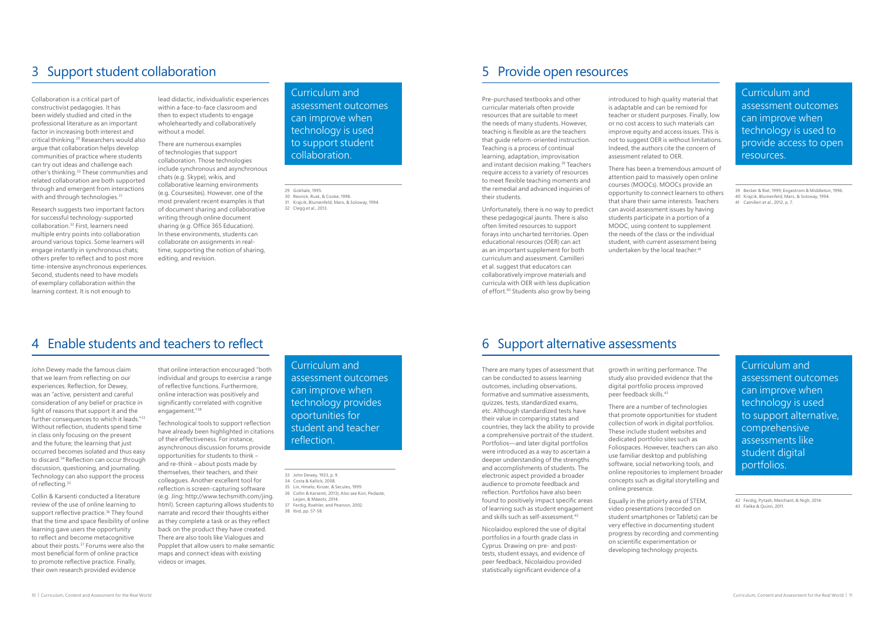## 3 Support student collaboration

Collaboration is a critical part of constructivist pedagogies. It has been widely studied and cited in the professional literature as an important factor in increasing both interest and critical thinking.[29] Researchers would also argue that collaboration helps develop communities of practice where students can try out ideas and challenge each other's thinking.[30] These communities and related collaboration are both supported through and emergent from interactions with and through technologies.[31]

Research suggests two important factors for successful technology-supported collaboration.[32] First, learners need multiple entry points into collaboration around various topics. Some learners will engage instantly in synchronous chats; others prefer to reflect and to post more time-intensive asynchronous experiences. Second, students need to have models of exemplary collaboration within the learning context. It is not enough to lead didactic, individualistic experiences within a face-to-face classroom and then to expect students to engage wholeheartedly and collaboratively without a model.

There are numerous examples of technologies that support collaboration. Those technologies include synchronous and asynchronous chats (e.g. Skype), wikis, and collaborative learning environments (e.g. Coursesites). However, one of the most prevalent recent examples is that of document sharing and collaborative writing through online document sharing (e.g. Office 365 Education). In these environments, students can collaborate on assignments in real-time, supporting the notion of sharing, editing, and revision.

Curriculum and assessment outcomes can improve when technology is used to support student collaboration.

29 Gokhale, 1995.
30 Resnick, Rusk, & Cooke, 1998.
31 Krajcik, Blumenfeld, Marx, & Soloway, 1994.
32 Clegg et al., 2013.

## 4 Enable students and teachers to reflect

John Dewey made the famous claim that we learn from reflecting on our experiences. Reflection, for Dewey, was an "active, persistent and careful consideration of any belief or practice in light of reasons that support it and the further consequences to which it leads."[33] Without reflection, students spend time in class only focusing on the present and the future; the learning that just occurred becomes isolated and thus easy to discard.[34] Reflection can occur through discussion, questioning, and journaling. Technology can also support the process of reflecting.[35]

Collin & Karsenti conducted a literature review of the use of online learning to support reflective practice.[36] They found that the time and space flexibility of online learning gave users the opportunity to reflect and become metacognitive about their posts.[37] Forums were also the most beneficial form of online practice to promote reflective practice. Finally, their own research provided evidence that online interaction encouraged "both individual and groups to exercise a range of reflective functions. Furthermore, online interaction was positively and significantly correlated with cognitive engagement."[38]

Technological tools to support reflection have already been highlighted in citations of their effectiveness. For instance, asynchronous discussion forums provide opportunities for students to think – and re-think – about posts made by themselves, their teachers, and their colleagues. Another excellent tool for reflection is screen-capturing software (e.g. Jing: http://www.techsmith.com/jing.html). Screen capturing allows students to narrate and record their thoughts either as they complete a task or as they reflect back on the product they have created. There are also tools like Vialogues and Popplet that allow users to make semantic maps and connect ideas with existing videos or images.

Curriculum and assessment outcomes can improve when technology provides oportunities for student and teacher reflection.

33 John Dewey, 1933, p. 9.
34 Costa & Kallick, 2008.
35 Lin, Hmelo, Kinzer, & Secules, 1999.
36 Collin & Karsenti, 2013); Also see Kori, Pedaste, Leijen, & Mäeots, 2014.
37 Ferdig, Roehler, and Pearson, 2002.
38 Ibid, pp. 57-58.

## 5 Provide open resources

Pre-purchased textbooks and other curricular materials often provide resources that are suitable to meet the needs of many students. However, teaching is flexible as are the teachers that guide reform-oriented instruction. Teaching is a process of continual learning, adaptation, improvisation and instant decision making.[39] Teachers require access to a variety of resources to meet flexible teaching moments and the remedial and advanced inquiries of their students.

Unfortunately, there is no way to predict these pedagogical jaunts. There is also often limited resources to support forays into uncharted territories. Open educational resources (OER) can act as an important supplement for both curriculum and assessment. Camilleri et al. suggest that educators can collaboratively improve materials and curricula with OER with less duplication of effort.[40] Students also grow by being introduced to high quality material that is adaptable and can be remixed for teacher or student purposes. Finally, low or no cost access to such materials can improve equity and access issues. This is not to suggest OER is without limitations. Indeed, the authors cite the concern of assessment related to OER.

There has been a tremendous amount of attention paid to massively open online courses (MOOCs). MOOCs provide an opportunity to connect learners to others that share their same interests. Teachers can avoid assessment issues by having students participate in a portion of a MOOC, using content to supplement the needs of the class or the individual student, with current assessment being undertaken by the local teacher.[41]

Curriculum and assessment outcomes can improve when technology is used to provide access to open resources.

39 Becker & Riel, 1999; Engestrom & Middleton, 1996.
40 Krajcik, Blumenfeld, Marx, & Soloway, 1994.
41 Camilleri et al., 2012, p. 7.

## 6 Support alternative assessments

There are many types of assessment that can be conducted to assess learning outcomes, including observations, formative and summative assessments, quizzes, tests, standardized exams, etc. Although standardized tests have their value in comparing states and countries, they lack the ability to provide a comprehensive portrait of the student. Portfolios—and later digital portfolios were introduced as a way to ascertain a deeper understanding of the strengths and accomplishments of students. The electronic aspect provided a broader audience to promote feedback and reflection. Portfolios have also been found to positively impact specific areas of learning such as student engagement and skills such as self-assessment.[42]

Nicolaidou explored the use of digital portfolios in a fourth grade class in Cyprus. Drawing on pre- and post-tests, student essays, and evidence of peer feedback, Nicolaidou provided statistically significant evidence of a growth in writing performance. The study also provided evidence that the digital portfolio process improved peer feedback skills.[43]

There are a number of technologies that promote opportunities for student collection of work in digital portfolios. These include student websites and dedicated portfolio sites such as Foliospaces. However, teachers can also use familiar desktop and publishing software, social networking tools, and online repositories to implement broader concepts such as digital storytelling and online presence.

Equally in the prioirty area of STEM, video presentations (recorded on student smartphones or Tablets) can be very effective in documenting student progress by recording and commenting on scientific experimentation or developing technology projects.

Curriculum and assessment outcomes can improve when technology is used to support alternative, comprehensive assessments like student digital portfolios.

42 Ferdig, Pytash, Merchant, & Nigh, 2014.
43 Fielke & Quinn, 2011.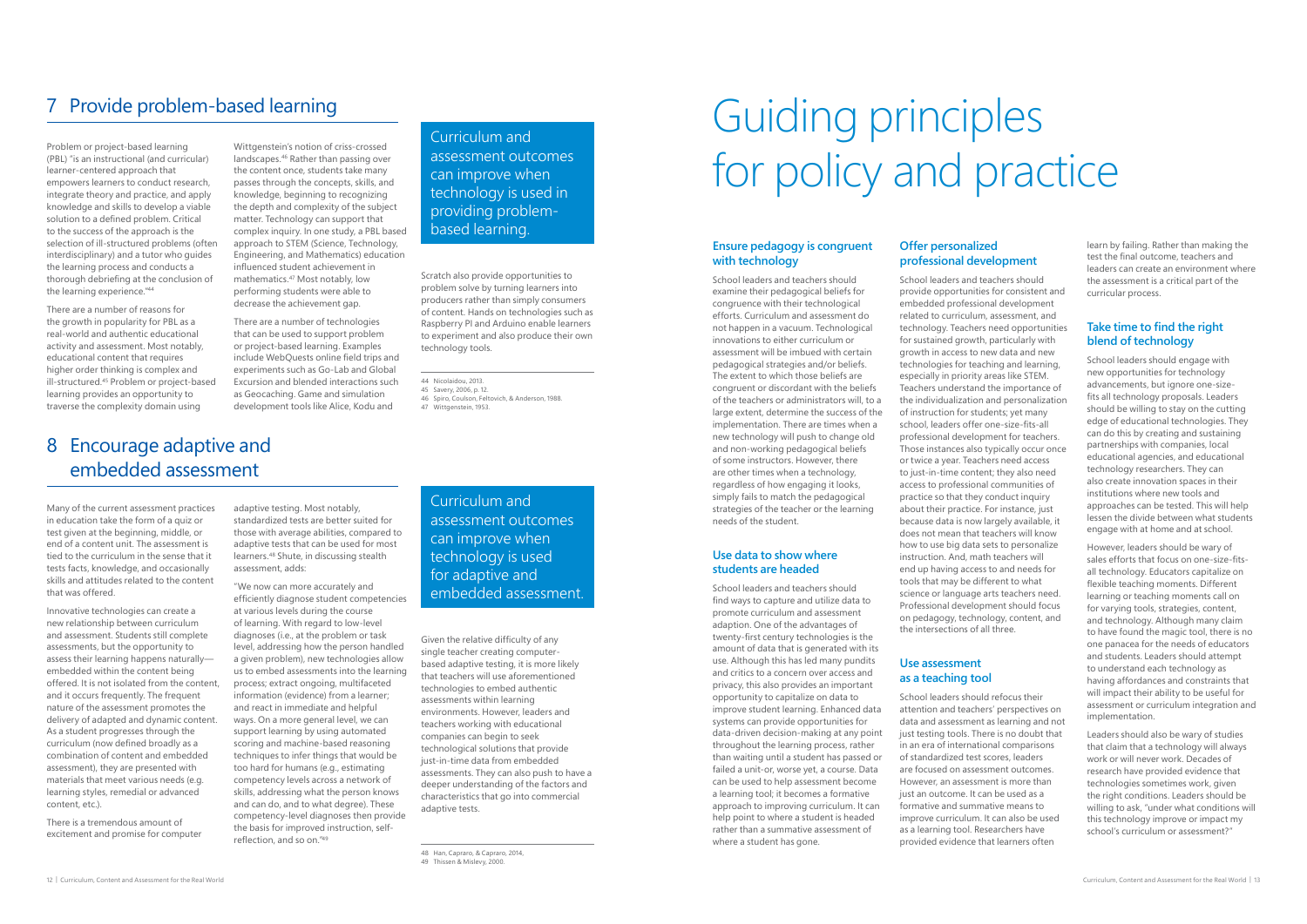## 7 Provide problem-based learning

Problem or project-based learning (PBL) "is an instructional (and curricular) learner-centered approach that empowers learners to conduct research, integrate theory and practice, and apply knowledge and skills to develop a viable solution to a defined problem. Critical to the success of the approach is the selection of ill-structured problems (often interdisciplinary) and a tutor who guides the learning process and conducts a thorough debriefing at the conclusion of the learning experience."[44]

There are a number of reasons for the growth in popularity for PBL as a real-world and authentic educational activity and assessment. Most notably, educational content that requires higher order thinking is complex and ill-structured.[45] Problem or project-based learning provides an opportunity to traverse the complexity domain using Wittgenstein's notion of criss-crossed landscapes.[46] Rather than passing over the content once, students take many passes through the concepts, skills, and knowledge, beginning to recognizing the depth and complexity of the subject matter. Technology can support that complex inquiry. In one study, a PBL based approach to STEM (Science, Technology, Engineering, and Mathematics) education influenced student achievement in mathematics.[47] Most notably, low performing students were able to decrease the achievement gap.

There are a number of technologies that can be used to support problem or project-based learning. Examples include WebQuests online field trips and experiments such as Go-Lab and Global Excursion and blended interactions such as Geocaching. Game and simulation development tools like Alice, Kodu and Scratch also provide opportunities to problem solve by turning learners into producers rather than simply consumers of content. Hands on technologies such as Raspberry PI and Arduino enable learners to experiment and also produce their own technology tools.

> Curriculum and assessment outcomes can improve when technology is used in providing problem-based learning.

44 Nicolaidou, 2013.
45 Savery, 2006, p. 12.
46 Spiro, Coulson, Feltovich, & Anderson, 1988.
47 Wittgenstein, 1953.

## 8 Encourage adaptive and embedded assessment

Many of the current assessment practices in education take the form of a quiz or test given at the beginning, middle, or end of a content unit. The assessment is tied to the curriculum in the sense that it tests facts, knowledge, and occasionally skills and attitudes related to the content that was offered.

Innovative technologies can create a new relationship between curriculum and assessment. Students still complete assessments, but the opportunity to assess their learning happens naturally—embedded within the content being offered. It is not isolated from the content, and it occurs frequently. The frequent nature of the assessment promotes the delivery of adapted and dynamic content. As a student progresses through the curriculum (now defined broadly as a combination of content and embedded assessment), they are presented with materials that meet various needs (e.g. learning styles, remedial or advanced content, etc.).

There is a tremendous amount of excitement and promise for computer adaptive testing. Most notably, standardized tests are better suited for those with average abilities, compared to adaptive tests that can be used for most learners.[48] Shute, in discussing stealth assessment, adds:

"We now can more accurately and efficiently diagnose student competencies at various levels during the course of learning. With regard to low-level diagnoses (i.e., at the problem or task level, addressing how the person handled a given problem), new technologies allow us to embed assessments into the learning process; extract ongoing, multifaceted information (evidence) from a learner; and react in immediate and helpful ways. On a more general level, we can support learning by using automated scoring and machine-based reasoning techniques to infer things that would be too hard for humans (e.g., estimating competency levels across a network of skills, addressing what the person knows and can do, and to what degree). These competency-level diagnoses then provide the basis for improved instruction, self-reflection, and so on."[49]

> Curriculum and assessment outcomes can improve when technology is used for adaptive and embedded assessment.

Given the relative difficulty of any single teacher creating computer-based adaptive testing, it is more likely that teachers will use aforementioned technologies to embed authentic assessments within learning environments. However, leaders and teachers working with educational companies can begin to seek technological solutions that provide just-in-time data from embedded assessments. They can also push to have a deeper understanding of the factors and characteristics that go into commercial adaptive tests.

48 Han, Capraro, & Capraro, 2014.
49 Thissen & Mislevy, 2000.

# Guiding principles for policy and practice

### Ensure pedagogy is congruent with technology

School leaders and teachers should examine their pedagogical beliefs for congruence with their technological efforts. Curriculum and assessment do not happen in a vacuum. Technological innovations to either curriculum or assessment will be imbued with certain pedagogical strategies and/or beliefs. The extent to which those beliefs are congruent or discordant with the beliefs of the teachers or administrators will, to a large extent, determine the success of the implementation. There are times when a new technology will push to change old and non-working pedagogical beliefs of some instructors. However, there are other times when a technology, regardless of how engaging it looks, simply fails to match the pedagogical strategies of the teacher or the learning needs of the student.

### Use data to show where students are headed

School leaders and teachers should find ways to capture and utilize data to promote curriculum and assessment adaption. One of the advantages of twenty-first century technologies is the amount of data that is generated with its use. Although this has led many pundits and critics to a concern over access and privacy, this also provides an important opportunity to capitalize on data to improve student learning. Enhanced data systems can provide opportunities for data-driven decision-making at any point throughout the learning process, rather than waiting until a student has passed or failed a unit-or, worse yet, a course. Data can be used to help assessment become a learning tool; it becomes a formative approach to improving curriculum. It can help point to where a student is headed rather than a summative assessment of where a student has gone.

### Offer personalized professional development

School leaders and teachers should provide opportunities for consistent and embedded professional development related to curriculum, assessment, and technology. Teachers need opportunities for sustained growth, particularly with growth in access to new data and new technologies for teaching and learning, especially in priority areas like STEM. Teachers understand the importance of the individualization and personalization of instruction for students; yet many school, leaders offer one-size-fits-all professional development for teachers. Those instances also typically occur once or twice a year. Teachers need access to just-in-time content; they also need access to professional communities of practice so that they conduct inquiry about their practice. For instance, just because data is now largely available, it does not mean that teachers will know how to use big data sets to personalize instruction. And, math teachers will end up having access to and needs for tools that may be different to what science or language arts teachers need. Professional development should focus on pedagogy, technology, content, and the intersections of all three.

### Use assessment as a teaching tool

School leaders should refocus their attention and teachers' perspectives on data and assessment as learning and not just testing tools. There is no doubt that in an era of international comparisons of standardized test scores, leaders are focused on assessment outcomes. However, an assessment is more than just an outcome. It can be used as a formative and summative means to improve curriculum. It can also be used as a learning tool. Researchers have provided evidence that learners often learn by failing. Rather than making the test the final outcome, teachers and leaders can create an environment where the assessment is a critical part of the curricular process.

### Take time to find the right blend of technology

School leaders should engage with new opportunities for technology advancements, but ignore one-size-fits all technology proposals. Leaders should be willing to stay on the cutting edge of educational technologies. They can do this by creating and sustaining partnerships with companies, local educational agencies, and educational technology researchers. They can also create innovation spaces in their institutions where new tools and approaches can be tested. This will help lessen the divide between what students engage with at home and at school.

However, leaders should be wary of sales efforts that focus on one-size-fits-all technology. Educators capitalize on flexible teaching moments. Different learning or teaching moments call on for varying tools, strategies, content, and technology. Although many claim to have found the magic tool, there is no one panacea for the needs of educators and students. Leaders should attempt to understand each technology as having affordances and constraints that will impact their ability to be useful for assessment or curriculum integration and implementation.

Leaders should also be wary of studies that claim that a technology will always work or will never work. Decades of research have provided evidence that technologies sometimes work, given the right conditions. Leaders should be willing to ask, "under what conditions will this technology improve or impact my school's curriculum or assessment?"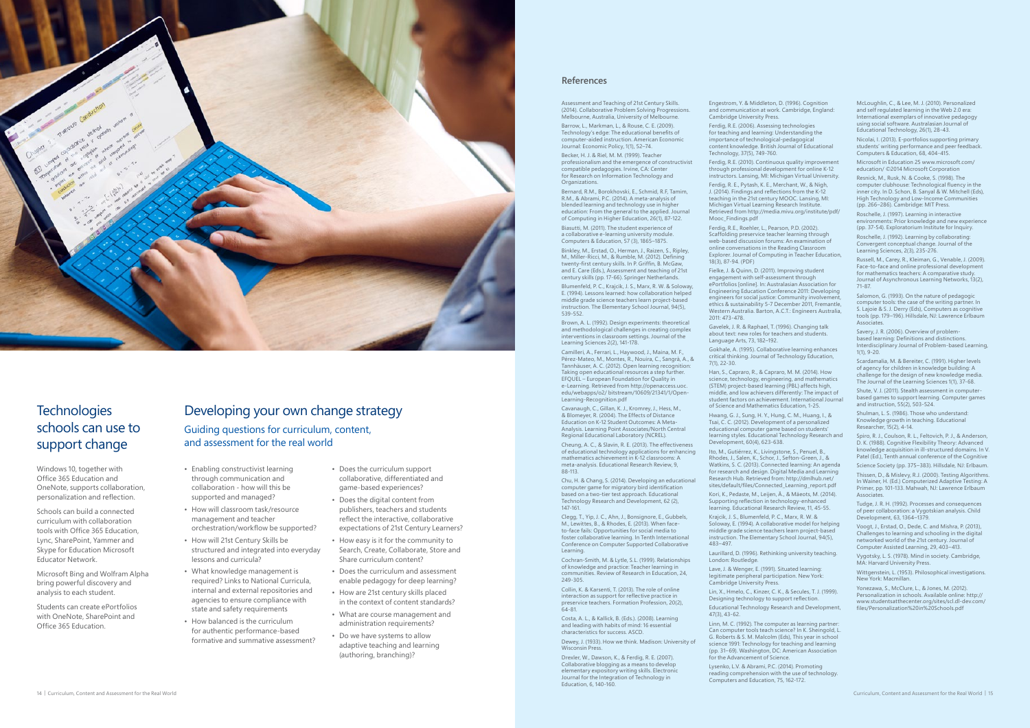## Technologies schools can use to support change

Windows 10, together with Office 365 Education and OneNote, supports collaboration, personalization and reflection.

Schools can build a connected curriculum with collaboration tools with Office 365 Education, Lync, SharePoint, Yammer and Skype for Education Microsoft Educator Network.

Microsoft Bing and Wolfram Alpha bring powerful discovery and analysis to each student.

Students can create ePortfolios with OneNote, SharePoint and Office 365 Education.

## Developing your own change strategy

### Guiding questions for curriculum, content, and assessment for the real world

- Enabling constructivist learning through communication and collaboration - how will this be supported and managed?
- How will classroom task/resource management and teacher orchestration/workflow be supported?
- How will 21st Century Skills be structured and integrated into everyday lessons and curricula?
- What knowledge management is required? Links to National Curricula, internal and external repositories and agencies to ensure compliance with state and safety requirements
- How balanced is the curriculum for authentic performance-based formative and summative assessment?
- Does the curriculum support collaborative, differentiated and game-based experiences?
- Does the digital content from publishers, teachers and students reflect the interactive, collaborative expectations of 21st Century Learners?
- How easy is it for the community to Search, Create, Collaborate, Store and Share curriculum content?
- Does the curriculum and assessment enable pedagogy for deep learning?
- How are 21st century skills placed in the context of content standards?
- What are course management and administration requirements?
- Do we have systems to allow adaptive teaching and learning (authoring, branching)?

## References

Assessment and Teaching of 21st Century Skills. (2014). Collaborative Problem Solving Progressions. Melbourne, Australia, University of Melbourne.

Barrow, L., Markman, L., & Rouse, C. E. (2009). Technology's edge: The educational benefits of computer-aided instruction. American Economic Journal: Economic Policy, 1(1), 52–74.

Becker, H. J. & Riel, M. M. (1999). Teacher professionalism and the emergence of constructivist compatible pedagogies. Irvine, CA: Center for Research on Information Technology and Organizations.

Bernard, R.M., Borokhovski, E., Schmid, R.F, Tamim, R.M., & Abrami, P.C. (2014). A meta-analysis of blended learning and technology use in higher education: From the general to the applied. Journal of Computing in Higher Education, 26(1), 87-122.

Biasutti, M. (2011). The student experience of a collaborative e-learning university module. Computers & Education, 57 (3), 1865–1875.

Binkley, M., Erstad, O., Herman, J., Raizen, S., Ripley, M., Miller-Ricci, M., & Rumble, M. (2012). Defining twenty-first century skills. In P. Griffin, B. McGaw, and E. Care (Eds.), Assessment and teaching of 21st century skills (pp. 17-66). Springer Netherlands.

Blumenfeld, P. C., Krajcik, J. S., Marx, R. W. & Soloway, E. (1994). Lessons learned: how collaboration helped middle grade science teachers learn project-based instruction. The Elementary School Journal, 94(5), 539-552.

Brown, A. L. (1992). Design experiments: theoretical and methodological challenges in creating complex interventions in classroom settings. Journal of the Learning Sciences 2(2), 141-178.

Camilleri, A., Ferrari, L., Haywood, J., Maina, M. F., Pérez-Mateo, M., Montes, R., Nouira, C., Sangrà, A., & Tannhäuser, A. C. (2012). Open learning recognition: Taking open educational resources a step further. EFQUEL – European Foundation for Quality in e-Learning. Retrieved from http://openaccess.uoc.edu/webapps/o2/ bitstream/10609/21341/1/Open-Learning-Recognition.pdf

Cavanaugh, C., Gillan, K. J., Kromrey, J., Hess, M., & Blomeyer, R. (2004). The Effects of Distance Education on K–12 Student Outcomes: A Meta-Analysis. Learning Point Associates/North Central Regional Educational Laboratory (NCREL).

Cheung, A. C., & Slavin, R. E. (2013). The effectiveness of educational technology applications for enhancing mathematics achievement in K-12 classrooms: A meta-analysis. Educational Research Review, 9, 88-113.

Chu, H. & Chang, S. (2014). Developing an educational computer game for migratory bird identification based on a two-tier test approach. Educational Technology Research and Development, 62 (2), 147-161.

Clegg, T., Yip, J. C., Ahn, J., Bonsignore, E., Gubbels, M., Lewittes, B., & Rhodes, E. (2013). When face-to-face fails: Opportunities for social media to foster collaborative learning. In Tenth International Conference on Computer Supported Collaborative Learning.

Cochran-Smith, M. & Lytle, S.L. (1999). Relationships of knowledge and practice: Teacher learning in communities. Review of Research in Education, 24, 249-305.

Collin, K. & Karsenti, T. (2013). The role of online interaction as support for reflective practice in preservice teachers. Formation Profession, 20(2), 64-81.

Costa, A. L., & Kallick, B. (Eds.). (2008). Learning and leading with habits of mind: 16 essential characteristics for success. ASCD.

Dewey, J. (1933). How we think. Madison: University of Wisconsin Press.

Drexler, W., Dawson, K., & Ferdig, R. E. (2007). Collaborative blogging as a means to develop elementary expository writing skills. Electronic Journal for the Integration of Technology in Education, 6, 140-160.

Engestrom, Y. & Middleton, D. (1996). Cognition and communication at work. Cambridge, England: Cambridge University Press.

Ferdig, R.E. (2006). Assessing technologies for teaching and learning: Understanding the importance of technological-pedagogical content knowledge. British Journal of Educational Technology, 37(5), 749-760.

Ferdig, R.E. (2010). Continuous quality improvement through professional development for online K-12 instructors. Lansing, MI: Michigan Virtual University.

Ferdig, R. E., Pytash, K. E., Merchant, W., & Nigh, J. (2014). Findings and reflections from the K-12 teaching in the 21st century MOOC. Lansing, MI: Michigan Virtual Learning Research Institute. Retrieved from http://media.mivu.org/institute/pdf/Mooc_Findings.pdf

Ferdig, R.E., Roehler, L., Pearson, P.D. (2002). Scaffolding preservice teacher learning through web-based discussion forums: An examination of online conversations in the Reading Classroom Explorer. Journal of Computing in Teacher Education, 18(3), 87-94. (PDF)

Fielke, J. & Quinn, D. (2011). Improving student engagement with self-assessment through ePortfolios [online]. In: Australasian Association for Engineering Education Conference 2011: Developing engineers for social justice: Community involvement, ethics & sustainability 5-7 December 2011, Fremantle, Western Australia. Barton, A.C.T.: Engineers Australia, 2011: 473-478.

Gavelek, J. R. & Raphael, T. (1996). Changing talk about text: new roles for teachers and students. Language Arts, 73, 182–192.

Gokhale, A. (1995). Collaborative learning enhances critical thinking. Journal of Technology Education, 7(1), 22-30.

Han, S., Capraro, R., & Capraro, M. M. (2014). How science, technology, engineering, and mathematics (STEM) project-based learning (PBL) affects high, middle, and low achievers differently: The impact of student factors on achievement. International Journal of Science and Mathematics Education, 1-25.

Hwang, G. J., Sung, H. Y., Hung, C. M., Huang, I., & Tsai, C. C. (2012). Development of a personalized educational computer game based on students' learning styles. Educational Technology Research and Development, 60(4), 623-638.

Ito, M., Gutiérrez, K., Livingstone, S., Penuel, B., Rhodes, J., Salen, K., Schor, J., Sefton-Green, J., & Watkins, S. C. (2013). Connected learning: An agenda for research and design. Digital Media and Learning Research Hub. Retrieved from: http://dmlhub.net/sites/default/files/Connected_Learning_report.pdf

Kori, K., Pedaste, M., Leijen, Ä., & Mäeots, M. (2014). Supporting reflection in technology-enhanced learning. Educational Research Review, 11, 45-55.

Krajcik, J. S., Blumenfeld, P. C., Marx, R. W. & Soloway, E. (1994). A collaborative model for helping middle grade science teachers learn project-based instruction. The Elementary School Journal, 94(5), 483–497.

Laurillard, D. (1996). Rethinking university teaching. London: Routledge.

Lave, J. & Wenger, E. (1991). Situated learning: legitimate peripheral participation. New York: Cambridge University Press.

Lin, X., Hmelo, C., Kinzer, C. K., & Secules, T. J. (1999). Designing technology to support reflection. Educational Technology Research and Development, 47(3), 43–62.

Linn, M. C. (1992). The computer as learning partner: Can computer tools teach science? In K. Sheingold, L. G. Roberts & S. M. Malcolm (Eds), This year in school science 1991: Technology for teaching and learning (pp. 31–69). Washington, DC: American Association for the Advancement of Science.

Lysenko, L.V. & Abrami, P.C. (2014). Promoting reading comprehension with the use of technology. Computers and Education, 75, 162-172.

McLoughlin, C., & Lee, M. J. (2010). Personalized and self regulated learning in the Web 2.0 era: International exemplars of innovative pedagogy using social software. Australasian Journal of Educational Technology, 26(1), 28-43.

Nicolai, I. (2013). E-portfolios supporting primary students' writing performance and peer feedback. Computers & Education, 68, 404-415.

Microsoft in Education 25 www.microsoft.com/education/ ©2014 Microsoft Corporation

Resnick, M., Rusk, N. & Cooke, S. (1998). The computer clubhouse: Technological fluency in the inner city. In D. Schon, B. Sanyal & W. Mitchell (Eds), High Technology and Low-Income Communities (pp. 266–286). Cambridge: MIT Press.

Roschelle, J. (1997). Learning in interactive environments: Prior knowledge and new experience (pp. 37–54). Exploratorium Institute for Inquiry.

Roschelle, J. (1992). Learning by collaborating: Convergent conceptual change. Journal of the Learning Sciences, 2(3), 235-276.

Russell, M., Carey, R., Kleiman, G., Venable, J. (2009). Face-to-face and online professional development for mathematics teachers: A comparative study. Journal of Asynchronous Learning Networks, 13(2), 71-87.

Salomon, G. (1993). On the nature of pedagogic computer tools: the case of the writing partner. In S. Lajoie & S. J. Derry (Eds), Computers as cognitive tools (pp. 179–196). Hillsdale, NJ: Lawrence Erlbaum Associates.

Savery, J. R. (2006). Overview of problem-based learning: Definitions and distinctions. Interdisciplinary Journal of Problem-based Learning, 1(1), 9-20.

Scardamalia, M. & Bereiter, C. (1991). Higher levels of agency for children in knowledge building: A challenge for the design of new knowledge media. The Journal of the Learning Sciences 1(1), 37-68.

Shute, V. J. (2011). Stealth assessment in computer-based games to support learning. Computer games and instruction, 55(2), 503-524.

Shulman, L. S. (1986). Those who understand: Knowledge growth in teaching. Educational Researcher, 15(2), 4-14.

Spiro, R. J., Coulson, R. L., Feltovich, P. J., & Anderson, D. K. (1988). Cognitive Flexibility Theory: Advanced knowledge acquisition in ill-structured domains. In V. Patel (Ed.), Tenth annual conference of the Cognitive Science Society (pp. 375–383). Hillsdale, NJ: Erlbaum.

Thissen, D., & Mislevy, R.J. (2000). Testing Algorithms. In Wainer, H. (Ed.) Computerized Adaptive Testing: A Primer, pp. 101-133. Mahwah, NJ: Lawrence Erlbaum Associates.

Tudge, J. R. H. (1992). Processes and consequences of peer collaboration: a Vygotskian analysis. Child Development, 63, 1364–1379.

Voogt, J., Erstad, O., Dede, C. and Mishra, P. (2013), Challenges to learning and schooling in the digital networked world of the 21st century. Journal of Computer Assisted Learning, 29, 403–413.

Vygotsky, L. S. (1978). Mind in society. Cambridge, MA: Harvard University Press.

Wittgenstein, L. (1953). Philosophical investigations. New York: Macmillan.

Yonezawa, S., McClure, L., & Jones, M. (2012). Personalization in schools. Available online: http://www.studentsatthecenter.org/sites/scl.dl-dev.com/files/Personalization%20in%20Schools.pdf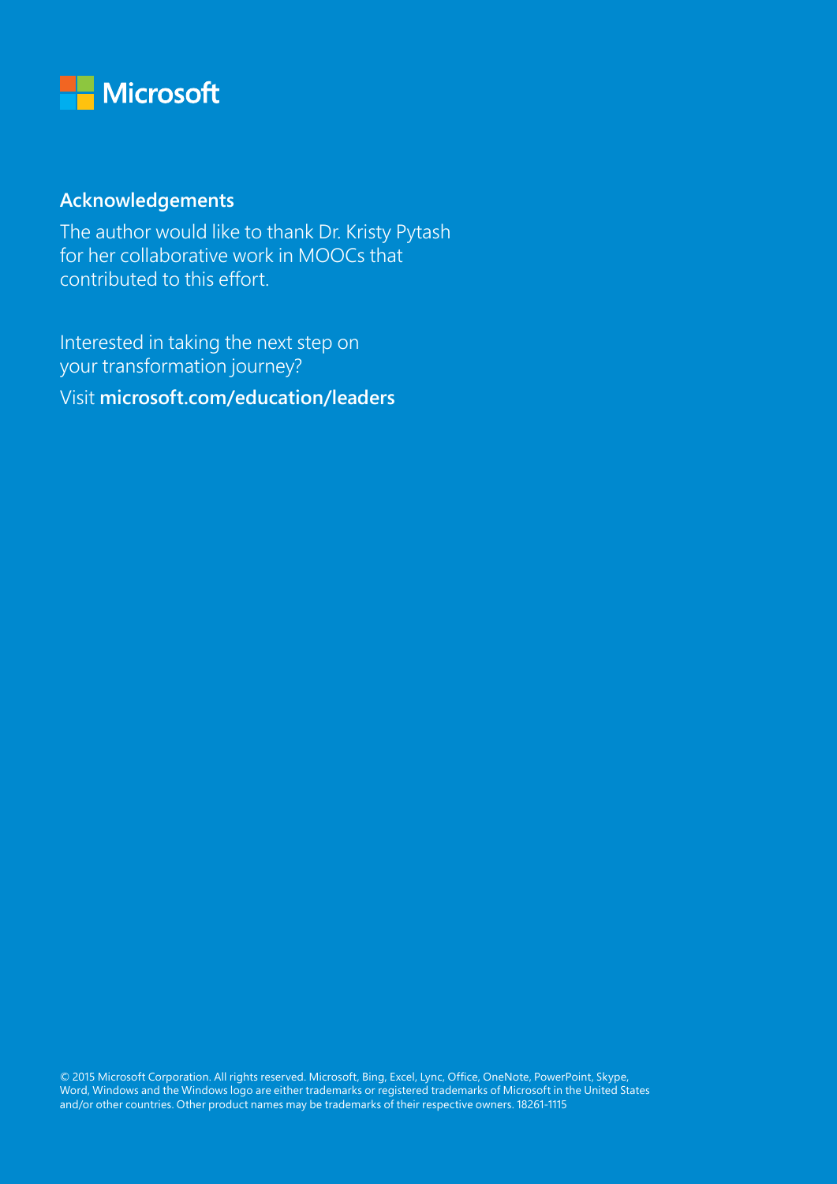Microsoft

## Acknowledgements

The author would like to thank Dr. Kristy Pytash for her collaborative work in MOOCs that contributed to this effort.

Interested in taking the next step on your transformation journey?

Visit **microsoft.com/education/leaders**

© 2015 Microsoft Corporation. All rights reserved. Microsoft, Bing, Excel, Lync, Office, OneNote, PowerPoint, Skype, Word, Windows and the Windows logo are either trademarks or registered trademarks of Microsoft in the United States and/or other countries. Other product names may be trademarks of their respective owners. 18261-1115